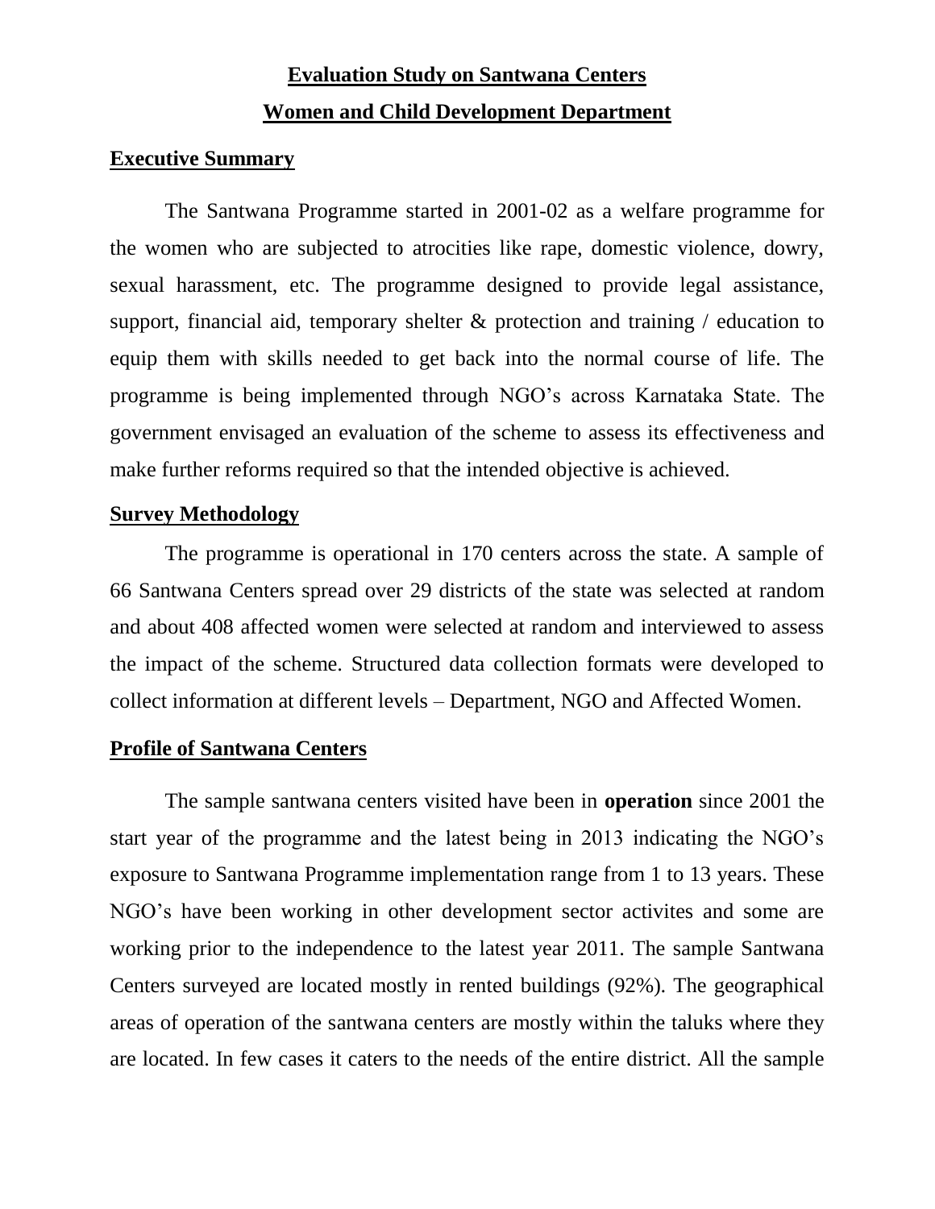# Evaluation Study on Santwana Centers

## Women and Child Development Department

### Executive Summary

The Santwana Programme started in 2001-02 as a welfare programme for the women who are subjected to atrocities like rape, domestic violence, dowry, sexual harassment, etc. The programme designed to provide legal assistance, support, financial aid, temporary shelter & protection and training / education to equip them with skills needed to get back into the normal course of life. The programme is being implemented through NGO's across Karnataka State. The government envisaged an evaluation of the scheme to assess its effectiveness and make further reforms required so that the intended objective is achieved.

### Survey Methodology

The programme is operational in 170 centers across the state. A sample of 66 Santwana Centers spread over 29 districts of the state was selected at random and about 408 affected women were selected at random and interviewed to assess the impact of the scheme. Structured data collection formats were developed to collect information at different levels – Department, NGO and Affected Women.

### Profile of Santwana Centers

The sample santwana centers visited have been in **operation** since 2001 the start year of the programme and the latest being in 2013 indicating the NGO's exposure to Santwana Programme implementation range from 1 to 13 years. These NGO's have been working in other development sector activites and some are working prior to the independence to the latest year 2011. The sample Santwana Centers surveyed are located mostly in rented buildings (92%). The geographical areas of operation of the santwana centers are mostly within the taluks where they are located. In few cases it caters to the needs of the entire district. All the sample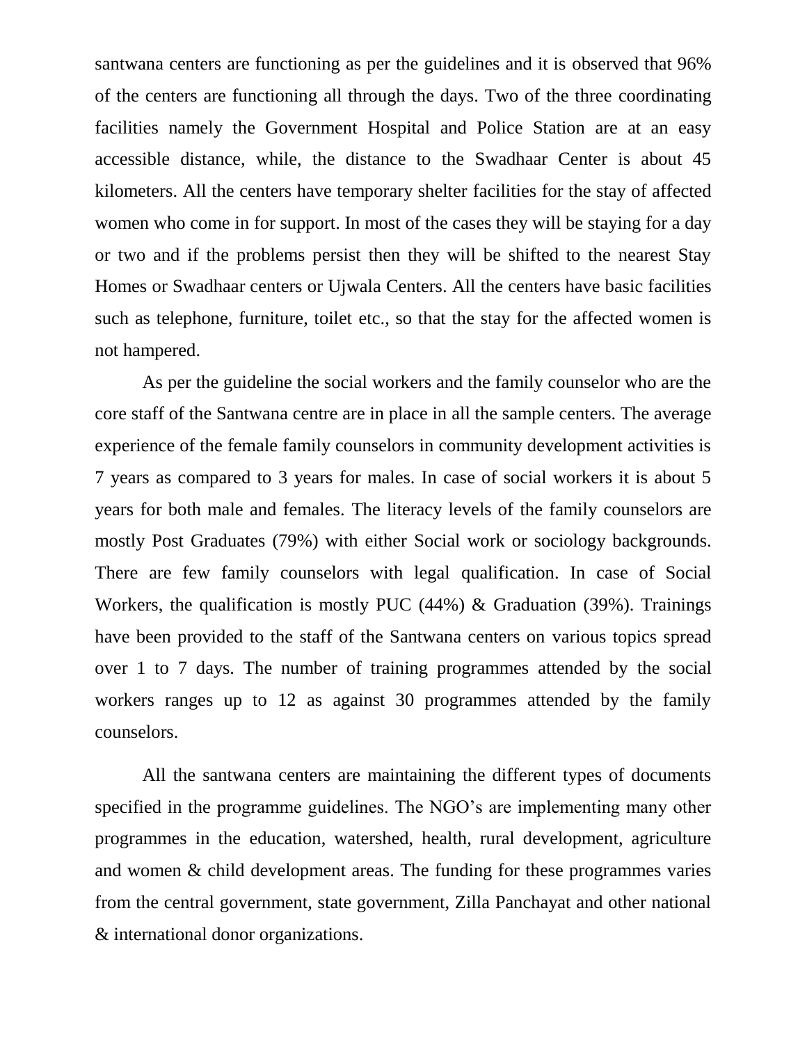santwana centers are functioning as per the guidelines and it is observed that 96% of the centers are functioning all through the days. Two of the three coordinating facilities namely the Government Hospital and Police Station are at an easy accessible distance, while, the distance to the Swadhaar Center is about 45 kilometers. All the centers have temporary shelter facilities for the stay of affected women who come in for support. In most of the cases they will be staying for a day or two and if the problems persist then they will be shifted to the nearest Stay Homes or Swadhaar centers or Ujwala Centers. All the centers have basic facilities such as telephone, furniture, toilet etc., so that the stay for the affected women is not hampered.

As per the guideline the social workers and the family counselor who are the core staff of the Santwana centre are in place in all the sample centers. The average experience of the female family counselors in community development activities is 7 years as compared to 3 years for males. In case of social workers it is about 5 years for both male and females. The literacy levels of the family counselors are mostly Post Graduates (79%) with either Social work or sociology backgrounds. There are few family counselors with legal qualification. In case of Social Workers, the qualification is mostly PUC (44%) & Graduation (39%). Trainings have been provided to the staff of the Santwana centers on various topics spread over 1 to 7 days. The number of training programmes attended by the social workers ranges up to 12 as against 30 programmes attended by the family counselors.

All the santwana centers are maintaining the different types of documents specified in the programme guidelines. The NGO's are implementing many other programmes in the education, watershed, health, rural development, agriculture and women & child development areas. The funding for these programmes varies from the central government, state government, Zilla Panchayat and other national & international donor organizations.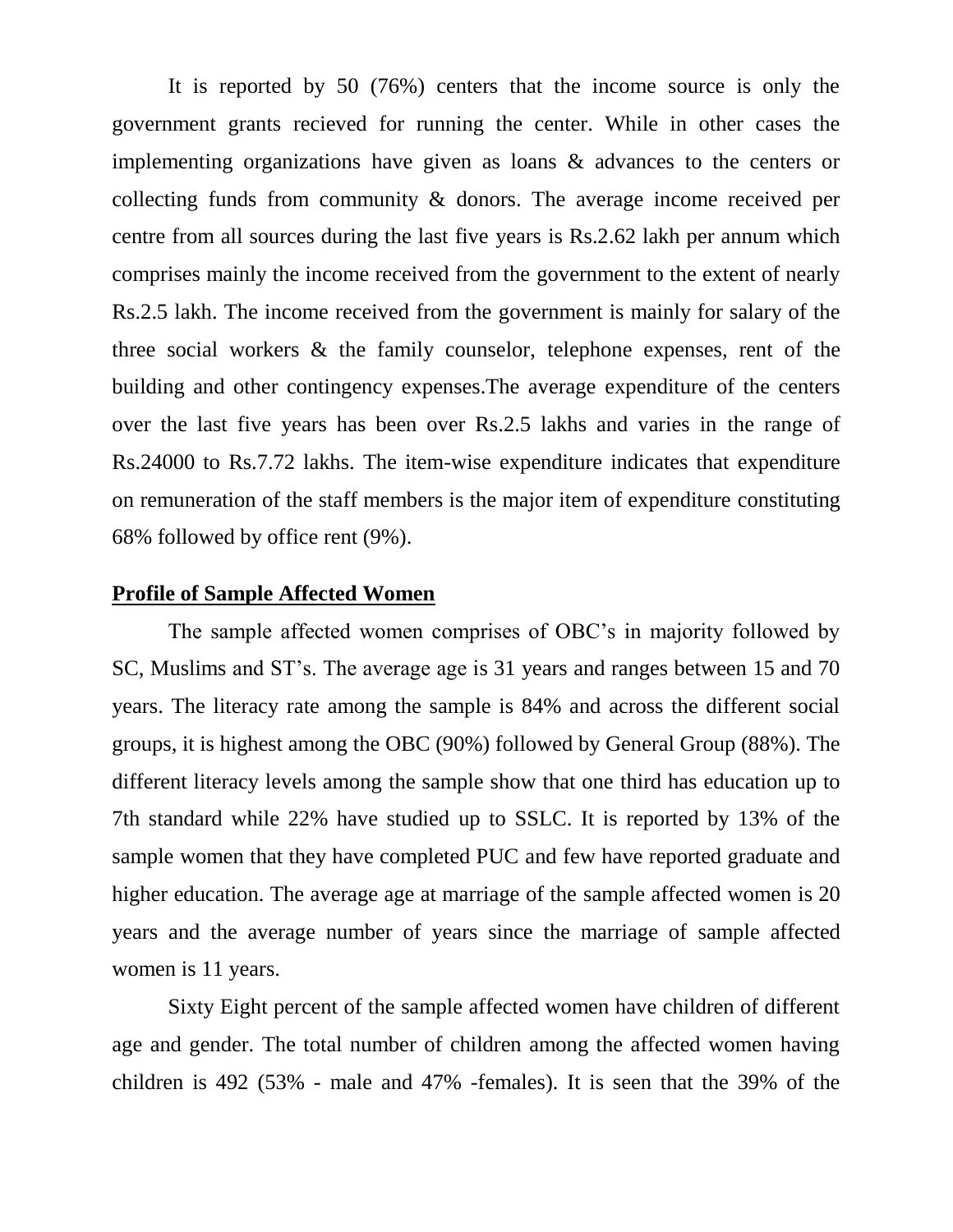It is reported by 50 (76%) centers that the income source is only the government grants recieved for running the center. While in other cases the implementing organizations have given as loans & advances to the centers or collecting funds from community & donors. The average income received per centre from all sources during the last five years is Rs.2.62 lakh per annum which comprises mainly the income received from the government to the extent of nearly Rs.2.5 lakh. The income received from the government is mainly for salary of the three social workers & the family counselor, telephone expenses, rent of the building and other contingency expenses.The average expenditure of the centers over the last five years has been over Rs.2.5 lakhs and varies in the range of Rs.24000 to Rs.7.72 lakhs. The item-wise expenditure indicates that expenditure on remuneration of the staff members is the major item of expenditure constituting 68% followed by office rent (9%).

**Profile of Sample Affected Women**

The sample affected women comprises of OBC's in majority followed by SC, Muslims and ST's. The average age is 31 years and ranges between 15 and 70 years. The literacy rate among the sample is 84% and across the different social groups, it is highest among the OBC (90%) followed by General Group (88%). The different literacy levels among the sample show that one third has education up to 7th standard while 22% have studied up to SSLC. It is reported by 13% of the sample women that they have completed PUC and few have reported graduate and higher education. The average age at marriage of the sample affected women is 20 years and the average number of years since the marriage of sample affected women is 11 years.

Sixty Eight percent of the sample affected women have children of different age and gender. The total number of children among the affected women having children is 492 (53% - male and 47% -females). It is seen that the 39% of the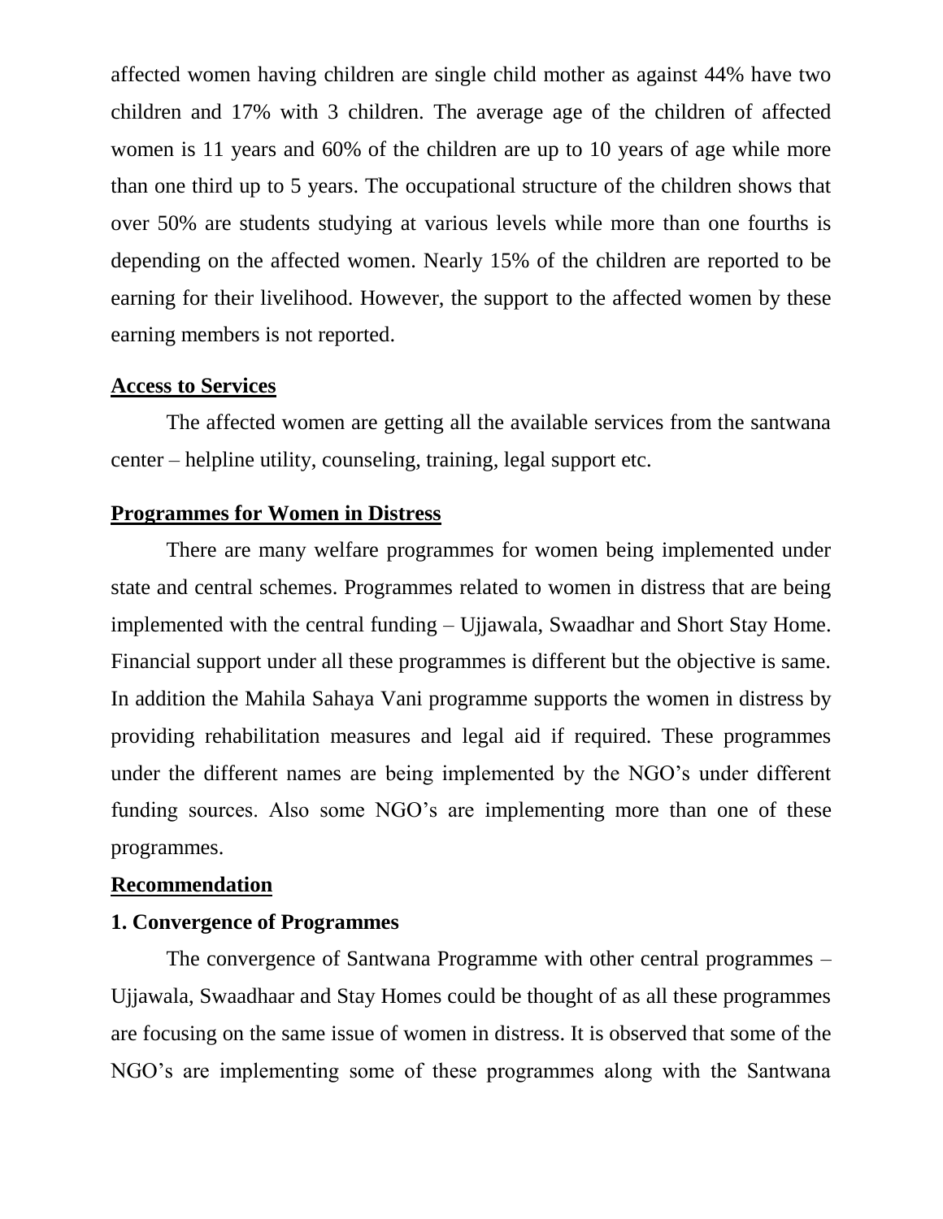affected women having children are single child mother as against 44% have two children and 17% with 3 children. The average age of the children of affected women is 11 years and 60% of the children are up to 10 years of age while more than one third up to 5 years. The occupational structure of the children shows that over 50% are students studying at various levels while more than one fourths is depending on the affected women. Nearly 15% of the children are reported to be earning for their livelihood. However, the support to the affected women by these earning members is not reported.

## Access to Services

The affected women are getting all the available services from the santwana center – helpline utility, counseling, training, legal support etc.

## Programmes for Women in Distress

There are many welfare programmes for women being implemented under state and central schemes. Programmes related to women in distress that are being implemented with the central funding – Ujjawala, Swaadhar and Short Stay Home. Financial support under all these programmes is different but the objective is same. In addition the Mahila Sahaya Vani programme supports the women in distress by providing rehabilitation measures and legal aid if required. These programmes under the different names are being implemented by the NGO's under different funding sources. Also some NGO's are implementing more than one of these programmes.

## Recommendation

### 1. Convergence of Programmes

The convergence of Santwana Programme with other central programmes – Ujjawala, Swaadhaar and Stay Homes could be thought of as all these programmes are focusing on the same issue of women in distress. It is observed that some of the NGO's are implementing some of these programmes along with the Santwana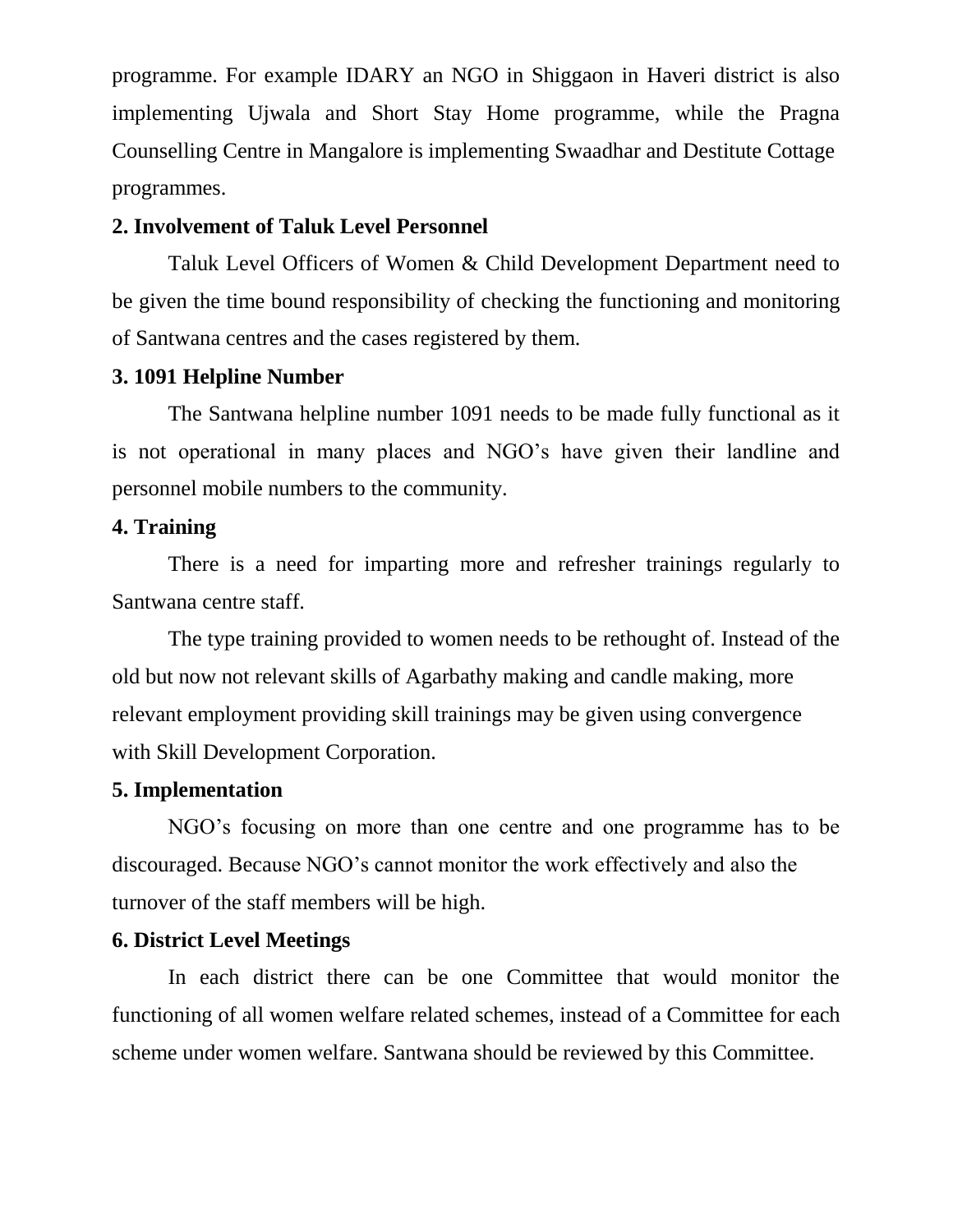programme. For example IDARY an NGO in Shiggaon in Haveri district is also implementing Ujwala and Short Stay Home programme, while the Pragna Counselling Centre in Mangalore is implementing Swaadhar and Destitute Cottage programmes.

**2. Involvement of Taluk Level Personnel**

Taluk Level Officers of Women & Child Development Department need to be given the time bound responsibility of checking the functioning and monitoring of Santwana centres and the cases registered by them.

**3. 1091 Helpline Number**

The Santwana helpline number 1091 needs to be made fully functional as it is not operational in many places and NGO's have given their landline and personnel mobile numbers to the community.

**4. Training**

There is a need for imparting more and refresher trainings regularly to Santwana centre staff.

The type training provided to women needs to be rethought of. Instead of the old but now not relevant skills of Agarbathy making and candle making, more relevant employment providing skill trainings may be given using convergence with Skill Development Corporation.

**5. Implementation**

NGO's focusing on more than one centre and one programme has to be discouraged. Because NGO's cannot monitor the work effectively and also the turnover of the staff members will be high.

**6. District Level Meetings**

In each district there can be one Committee that would monitor the functioning of all women welfare related schemes, instead of a Committee for each scheme under women welfare. Santwana should be reviewed by this Committee.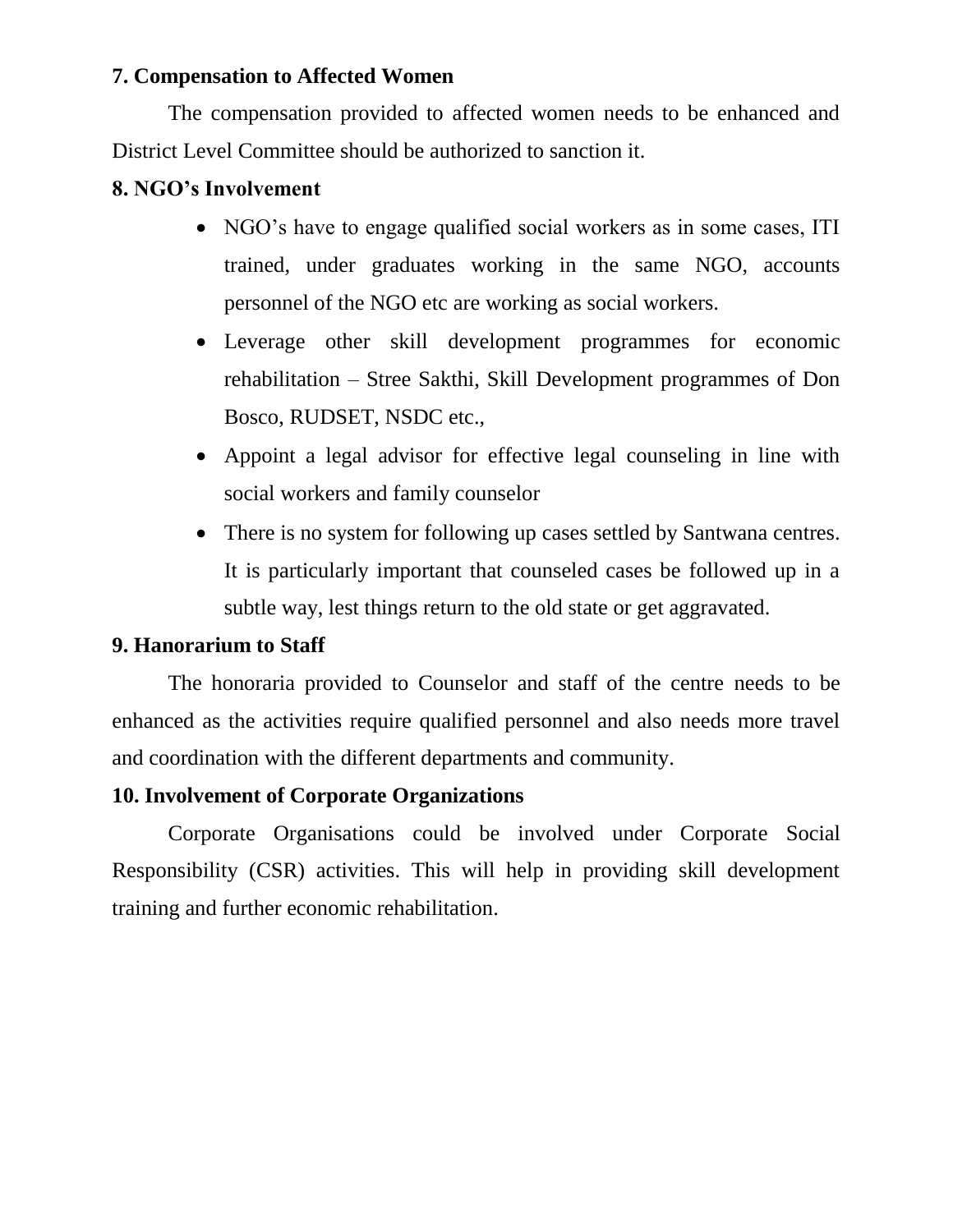**7. Compensation to Affected Women**

The compensation provided to affected women needs to be enhanced and District Level Committee should be authorized to sanction it.

**8. NGO's Involvement**

- NGO's have to engage qualified social workers as in some cases, ITI trained, under graduates working in the same NGO, accounts personnel of the NGO etc are working as social workers.
- Leverage other skill development programmes for economic rehabilitation – Stree Sakthi, Skill Development programmes of Don Bosco, RUDSET, NSDC etc.,
- Appoint a legal advisor for effective legal counseling in line with social workers and family counselor
- There is no system for following up cases settled by Santwana centres. It is particularly important that counseled cases be followed up in a subtle way, lest things return to the old state or get aggravated.

**9. Hanorarium to Staff**

The honoraria provided to Counselor and staff of the centre needs to be enhanced as the activities require qualified personnel and also needs more travel and coordination with the different departments and community.

**10. Involvement of Corporate Organizations**

Corporate Organisations could be involved under Corporate Social Responsibility (CSR) activities. This will help in providing skill development training and further economic rehabilitation.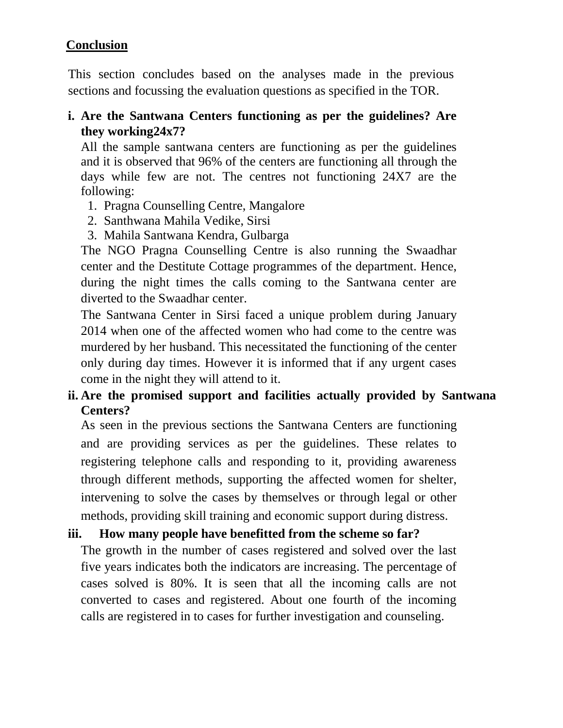## Conclusion

This section concludes based on the analyses made in the previous sections and focussing the evaluation questions as specified in the TOR.

**i. Are the Santwana Centers functioning as per the guidelines? Are they working24x7?**

All the sample santwana centers are functioning as per the guidelines and it is observed that 96% of the centers are functioning all through the days while few are not. The centres not functioning 24X7 are the following:

1. Pragna Counselling Centre, Mangalore
2. Santhwana Mahila Vedike, Sirsi
3. Mahila Santwana Kendra, Gulbarga

The NGO Pragna Counselling Centre is also running the Swaadhar center and the Destitute Cottage programmes of the department. Hence, during the night times the calls coming to the Santwana center are diverted to the Swaadhar center.

The Santwana Center in Sirsi faced a unique problem during January 2014 when one of the affected women who had come to the centre was murdered by her husband. This necessitated the functioning of the center only during day times. However it is informed that if any urgent cases come in the night they will attend to it.

**ii. Are the promised support and facilities actually provided by Santwana Centers?**

As seen in the previous sections the Santwana Centers are functioning and are providing services as per the guidelines. These relates to registering telephone calls and responding to it, providing awareness through different methods, supporting the affected women for shelter, intervening to solve the cases by themselves or through legal or other methods, providing skill training and economic support during distress.

**iii. How many people have benefitted from the scheme so far?**

The growth in the number of cases registered and solved over the last five years indicates both the indicators are increasing. The percentage of cases solved is 80%. It is seen that all the incoming calls are not converted to cases and registered. About one fourth of the incoming calls are registered in to cases for further investigation and counseling.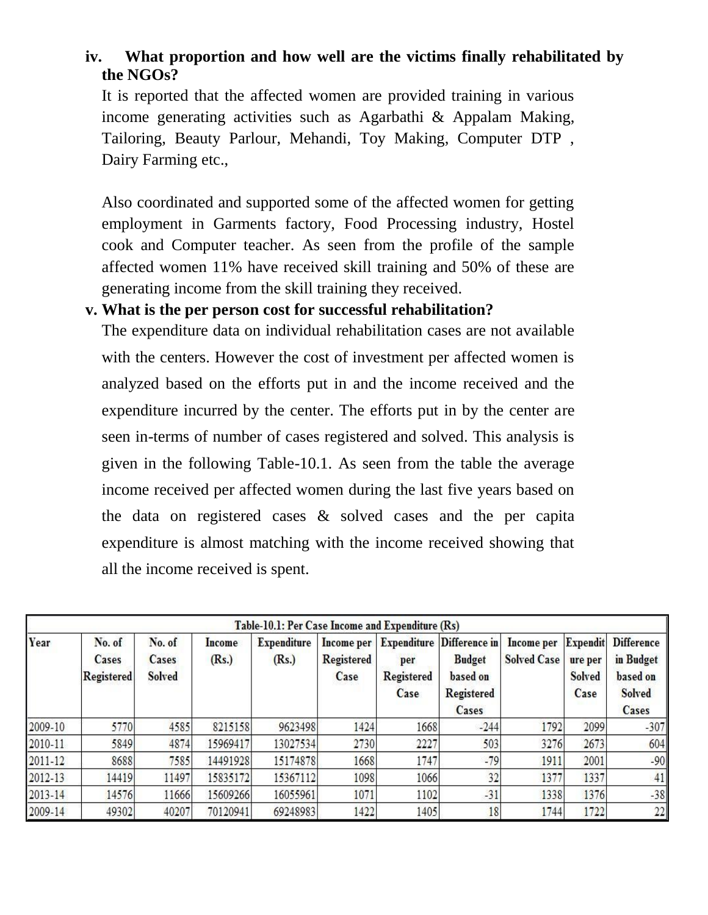**iv. What proportion and how well are the victims finally rehabilitated by the NGOs?**

It is reported that the affected women are provided training in various income generating activities such as Agarbathi & Appalam Making, Tailoring, Beauty Parlour, Mehandi, Toy Making, Computer DTP , Dairy Farming etc.,

Also coordinated and supported some of the affected women for getting employment in Garments factory, Food Processing industry, Hostel cook and Computer teacher. As seen from the profile of the sample affected women 11% have received skill training and 50% of these are generating income from the skill training they received.

**v. What is the per person cost for successful rehabilitation?**

The expenditure data on individual rehabilitation cases are not available with the centers. However the cost of investment per affected women is analyzed based on the efforts put in and the income received and the expenditure incurred by the center. The efforts put in by the center are seen in-terms of number of cases registered and solved. This analysis is given in the following Table-10.1. As seen from the table the average income received per affected women during the last five years based on the data on registered cases & solved cases and the per capita expenditure is almost matching with the income received showing that all the income received is spent.

**Table-10.1: Per Case Income and Expenditure (Rs)**

| Year | No. of Cases Registered | No. of Cases Solved | Income (Rs.) | Expenditure (Rs.) | Income per Registered Case | Expenditure per Registered Case | Difference in Budget based on Registered Cases | Income per Solved Case | Expenditure per Solved Case | Difference in Budget based on Solved Cases |
|---|---|---|---|---|---|---|---|---|---|---|
| 2009-10 | 5770 | 4585 | 8215158 | 9623498 | 1424 | 1668 | -244 | 1792 | 2099 | -307 |
| 2010-11 | 5849 | 4874 | 15969417 | 13027534 | 2730 | 2227 | 503 | 3276 | 2673 | 604 |
| 2011-12 | 8688 | 7585 | 14491928 | 15174878 | 1668 | 1747 | -79 | 1911 | 2001 | -90 |
| 2012-13 | 14419 | 11497 | 15835172 | 15367112 | 1098 | 1066 | 32 | 1377 | 1337 | 41 |
| 2013-14 | 14576 | 11666 | 15609266 | 16055961 | 1071 | 1102 | -31 | 1338 | 1376 | -38 |
| 2009-14 | 49302 | 40207 | 70120941 | 69248983 | 1422 | 1405 | 18 | 1744 | 1722 | 22 |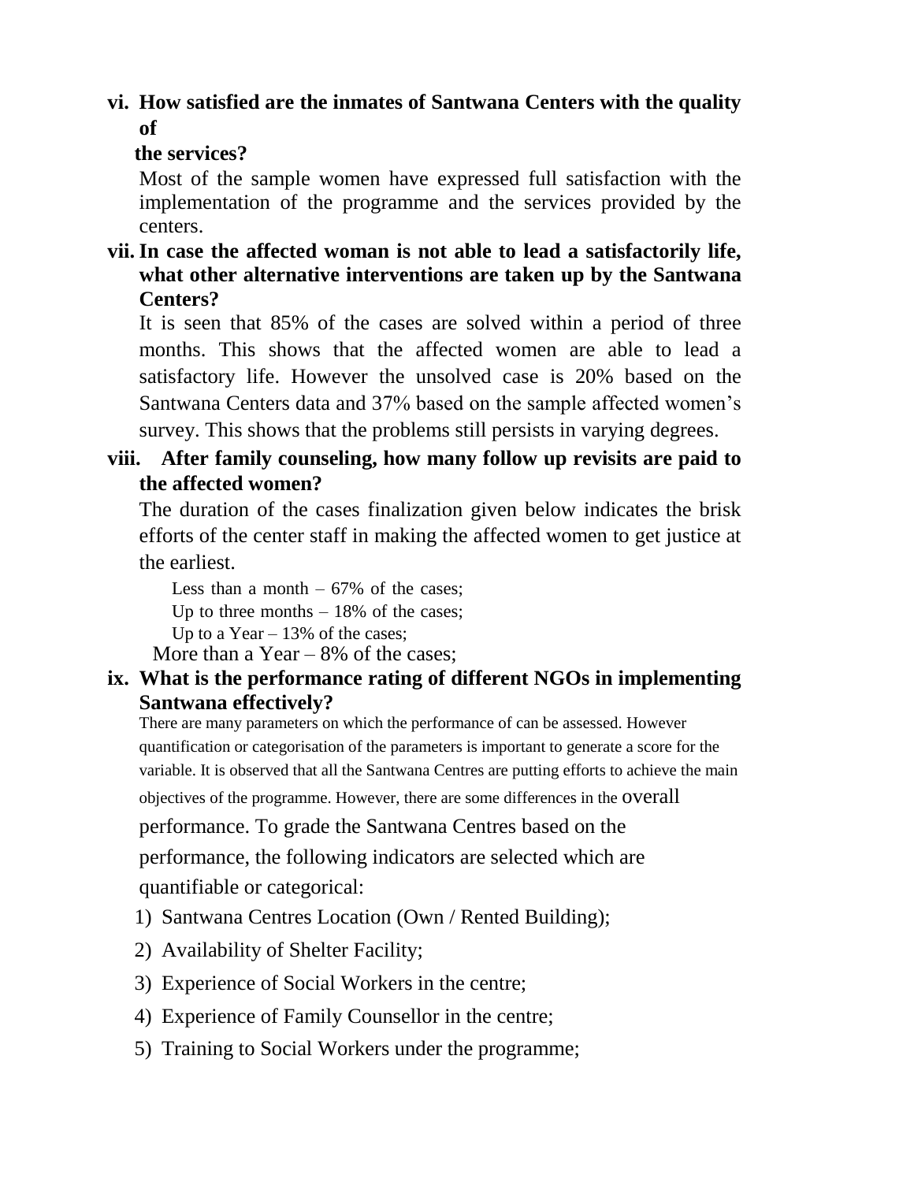**vi. How satisfied are the inmates of Santwana Centers with the quality of the services?**

Most of the sample women have expressed full satisfaction with the implementation of the programme and the services provided by the centers.

**vii. In case the affected woman is not able to lead a satisfactorily life, what other alternative interventions are taken up by the Santwana Centers?**

It is seen that 85% of the cases are solved within a period of three months. This shows that the affected women are able to lead a satisfactory life. However the unsolved case is 20% based on the Santwana Centers data and 37% based on the sample affected women's survey. This shows that the problems still persists in varying degrees.

**viii. After family counseling, how many follow up revisits are paid to the affected women?**

The duration of the cases finalization given below indicates the brisk efforts of the center staff in making the affected women to get justice at the earliest.

Less than a month – 67% of the cases;
Up to three months – 18% of the cases;
Up to a Year – 13% of the cases;
More than a Year – 8% of the cases;

**ix. What is the performance rating of different NGOs in implementing Santwana effectively?**

There are many parameters on which the performance of can be assessed. However quantification or categorisation of the parameters is important to generate a score for the variable. It is observed that all the Santwana Centres are putting efforts to achieve the main objectives of the programme. However, there are some differences in the overall performance. To grade the Santwana Centres based on the performance, the following indicators are selected which are quantifiable or categorical:

1) Santwana Centres Location (Own / Rented Building);
2) Availability of Shelter Facility;
3) Experience of Social Workers in the centre;
4) Experience of Family Counsellor in the centre;
5) Training to Social Workers under the programme;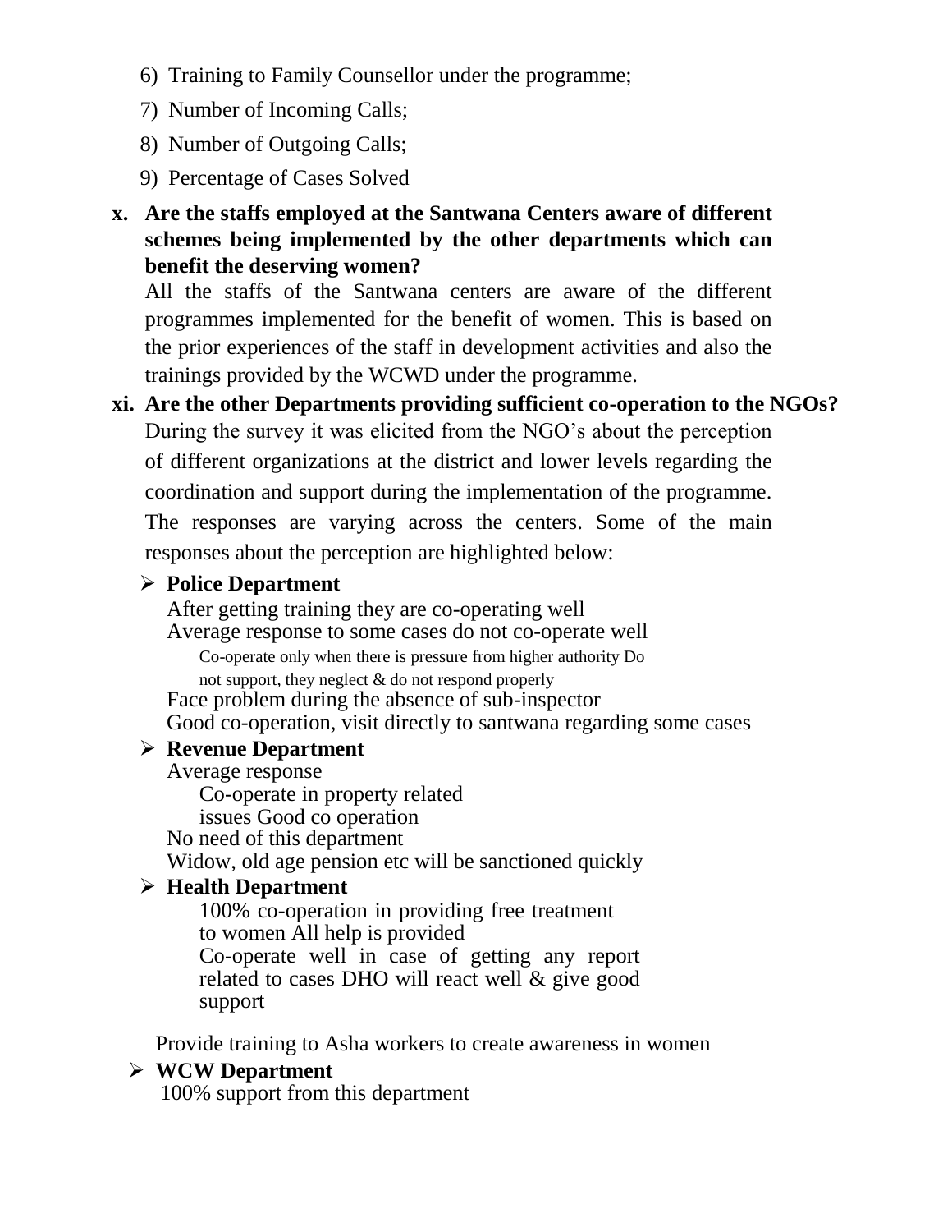6) Training to Family Counsellor under the programme;

7) Number of Incoming Calls;

8) Number of Outgoing Calls;

9) Percentage of Cases Solved

**x. Are the staffs employed at the Santwana Centers aware of different schemes being implemented by the other departments which can benefit the deserving women?**

All the staffs of the Santwana centers are aware of the different programmes implemented for the benefit of women. This is based on the prior experiences of the staff in development activities and also the trainings provided by the WCWD under the programme.

**xi. Are the other Departments providing sufficient co-operation to the NGOs?**

During the survey it was elicited from the NGO's about the perception of different organizations at the district and lower levels regarding the coordination and support during the implementation of the programme. The responses are varying across the centers. Some of the main responses about the perception are highlighted below:

- **Police Department**

  After getting training they are co-operating well

  Average response to some cases do not co-operate well

  Co-operate only when there is pressure from higher authority Do not support, they neglect & do not respond properly

  Face problem during the absence of sub-inspector

  Good co-operation, visit directly to santwana regarding some cases

- **Revenue Department**

  Average response

  Co-operate in property related issues Good co operation

  No need of this department

  Widow, old age pension etc will be sanctioned quickly

- **Health Department**

  100% co-operation in providing free treatment to women All help is provided

  Co-operate well in case of getting any report related to cases DHO will react well & give good support

  Provide training to Asha workers to create awareness in women

- **WCW Department**

  100% support from this department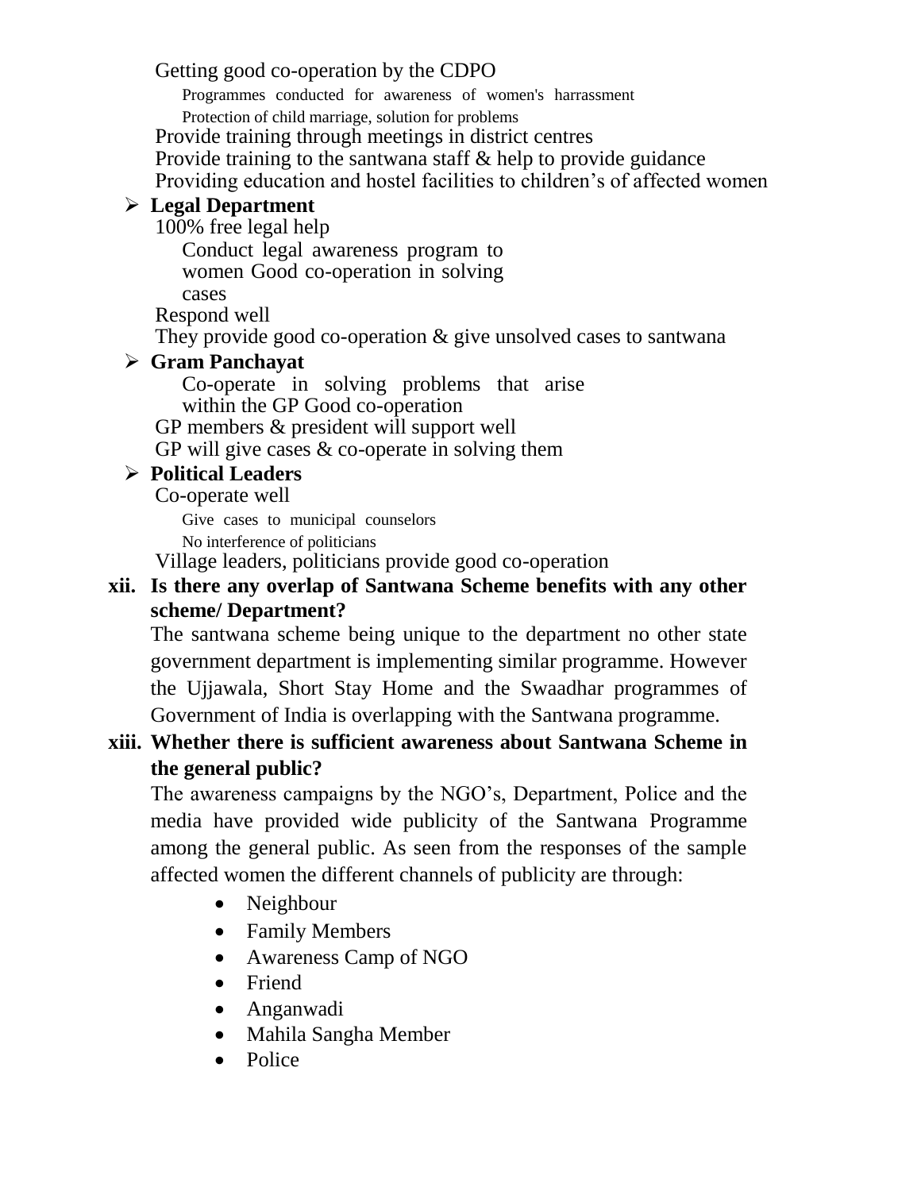Getting good co-operation by the CDPO

Programmes conducted for awareness of women's harrassment

Protection of child marriage, solution for problems

Provide training through meetings in district centres

Provide training to the santwana staff & help to provide guidance

Providing education and hostel facilities to children's of affected women

- **Legal Department**

  100% free legal help

  Conduct legal awareness program to women Good co-operation in solving cases

  Respond well

  They provide good co-operation & give unsolved cases to santwana

- **Gram Panchayat**

  Co-operate in solving problems that arise within the GP Good co-operation

  GP members & president will support well

  GP will give cases & co-operate in solving them

- **Political Leaders**

  Co-operate well

  Give cases to municipal counselors

  No interference of politicians

  Village leaders, politicians provide good co-operation

**xii. Is there any overlap of Santwana Scheme benefits with any other scheme/ Department?**

The santwana scheme being unique to the department no other state government department is implementing similar programme. However the Ujjawala, Short Stay Home and the Swaadhar programmes of Government of India is overlapping with the Santwana programme.

**xiii. Whether there is sufficient awareness about Santwana Scheme in the general public?**

The awareness campaigns by the NGO's, Department, Police and the media have provided wide publicity of the Santwana Programme among the general public. As seen from the responses of the sample affected women the different channels of publicity are through:

- Neighbour
- Family Members
- Awareness Camp of NGO
- Friend
- Anganwadi
- Mahila Sangha Member
- Police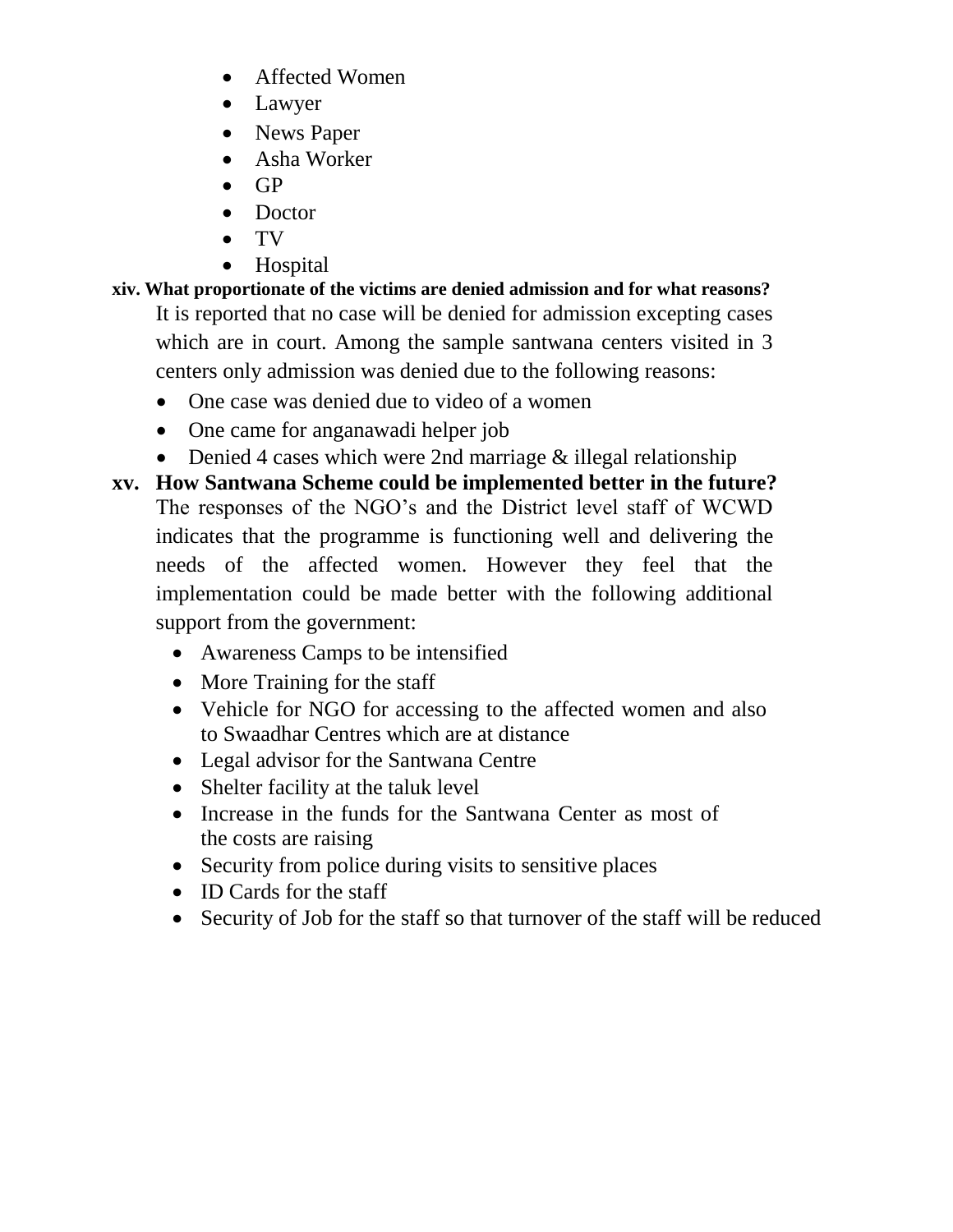- Affected Women
- Lawyer
- News Paper
- Asha Worker
- GP
- Doctor
- TV
- Hospital

**xiv. What proportionate of the victims are denied admission and for what reasons?**

It is reported that no case will be denied for admission excepting cases which are in court. Among the sample santwana centers visited in 3 centers only admission was denied due to the following reasons:

- One case was denied due to video of a women
- One came for anganawadi helper job
- Denied 4 cases which were 2nd marriage & illegal relationship

**xv. How Santwana Scheme could be implemented better in the future?**

The responses of the NGO's and the District level staff of WCWD indicates that the programme is functioning well and delivering the needs of the affected women. However they feel that the implementation could be made better with the following additional support from the government:

- Awareness Camps to be intensified
- More Training for the staff
- Vehicle for NGO for accessing to the affected women and also to Swaadhar Centres which are at distance
- Legal advisor for the Santwana Centre
- Shelter facility at the taluk level
- Increase in the funds for the Santwana Center as most of the costs are raising
- Security from police during visits to sensitive places
- ID Cards for the staff
- Security of Job for the staff so that turnover of the staff will be reduced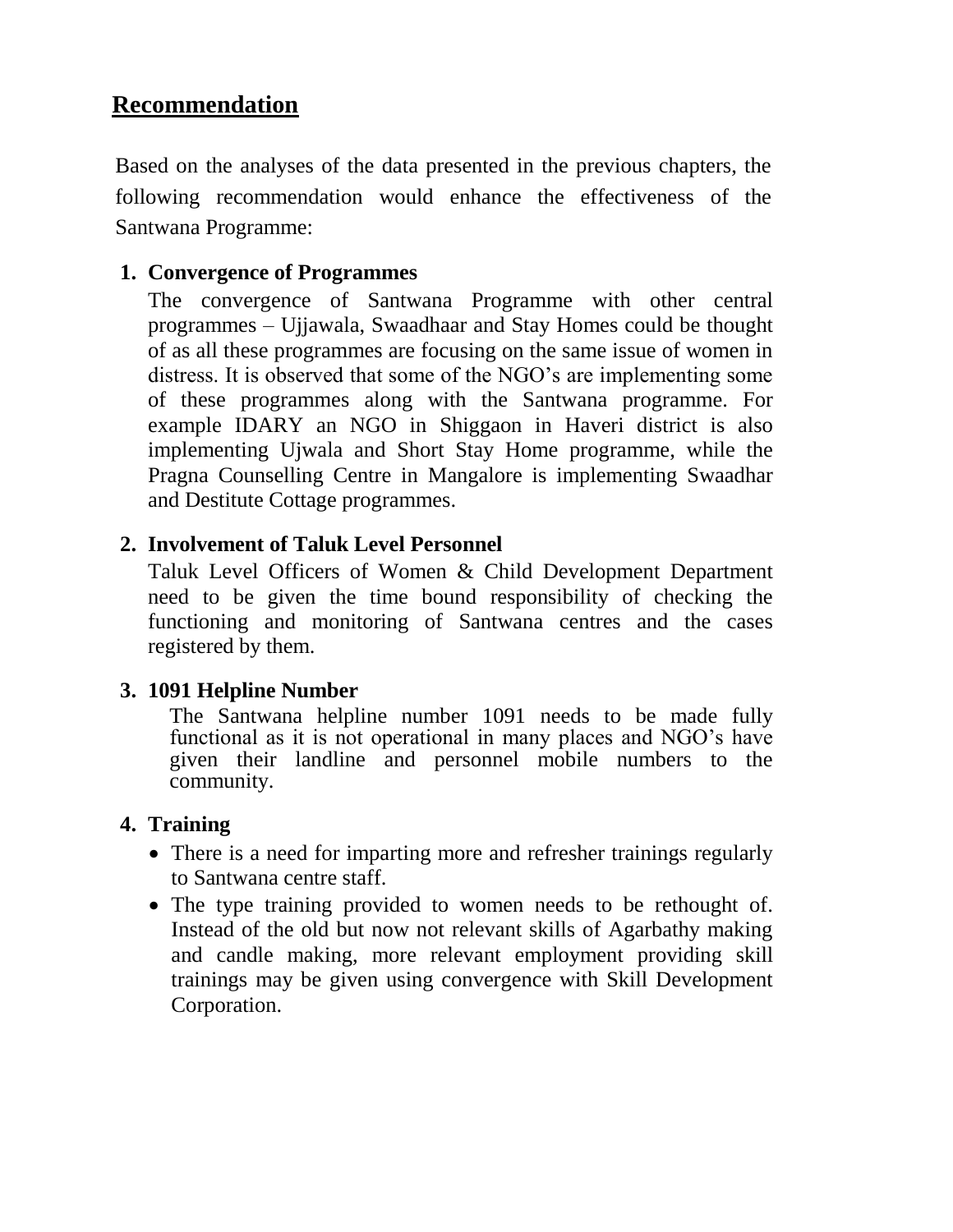## Recommendation

Based on the analyses of the data presented in the previous chapters, the following recommendation would enhance the effectiveness of the Santwana Programme:

1. **Convergence of Programmes**

   The convergence of Santwana Programme with other central programmes – Ujjawala, Swaadhaar and Stay Homes could be thought of as all these programmes are focusing on the same issue of women in distress. It is observed that some of the NGO's are implementing some of these programmes along with the Santwana programme. For example IDARY an NGO in Shiggaon in Haveri district is also implementing Ujwala and Short Stay Home programme, while the Pragna Counselling Centre in Mangalore is implementing Swaadhar and Destitute Cottage programmes.

2. **Involvement of Taluk Level Personnel**

   Taluk Level Officers of Women & Child Development Department need to be given the time bound responsibility of checking the functioning and monitoring of Santwana centres and the cases registered by them.

3. **1091 Helpline Number**

   The Santwana helpline number 1091 needs to be made fully functional as it is not operational in many places and NGO's have given their landline and personnel mobile numbers to the community.

4. **Training**

   - There is a need for imparting more and refresher trainings regularly to Santwana centre staff.
   - The type training provided to women needs to be rethought of. Instead of the old but now not relevant skills of Agarbathy making and candle making, more relevant employment providing skill trainings may be given using convergence with Skill Development Corporation.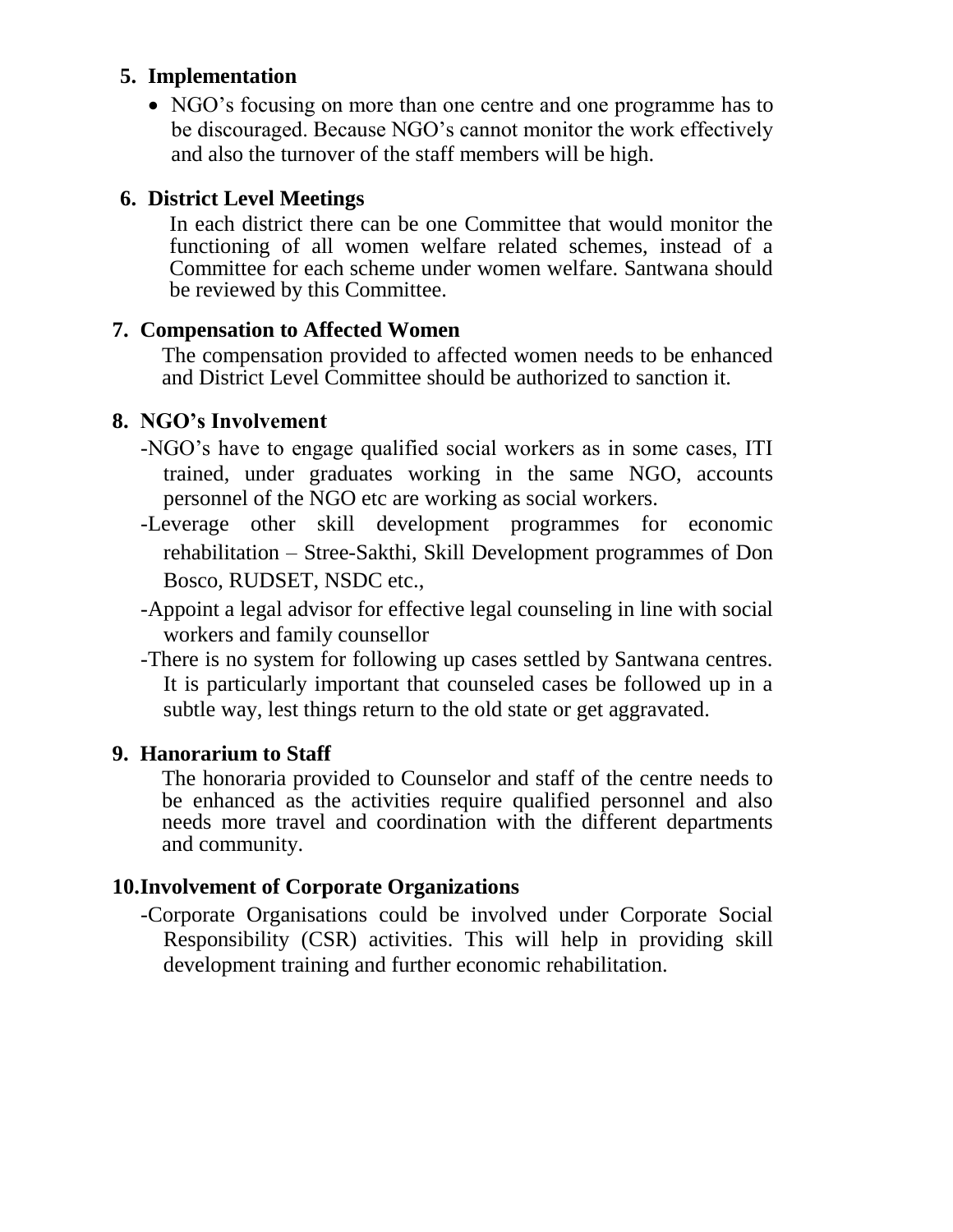5. **Implementation**
   - NGO's focusing on more than one centre and one programme has to be discouraged. Because NGO's cannot monitor the work effectively and also the turnover of the staff members will be high.

6. **District Level Meetings**

   In each district there can be one Committee that would monitor the functioning of all women welfare related schemes, instead of a Committee for each scheme under women welfare. Santwana should be reviewed by this Committee.

7. **Compensation to Affected Women**

   The compensation provided to affected women needs to be enhanced and District Level Committee should be authorized to sanction it.

8. **NGO's Involvement**

   -NGO's have to engage qualified social workers as in some cases, ITI trained, under graduates working in the same NGO, accounts personnel of the NGO etc are working as social workers.

   -Leverage other skill development programmes for economic rehabilitation – Stree-Sakthi, Skill Development programmes of Don Bosco, RUDSET, NSDC etc.,

   -Appoint a legal advisor for effective legal counseling in line with social workers and family counsellor

   -There is no system for following up cases settled by Santwana centres. It is particularly important that counseled cases be followed up in a subtle way, lest things return to the old state or get aggravated.

9. **Hanorarium to Staff**

   The honoraria provided to Counselor and staff of the centre needs to be enhanced as the activities require qualified personnel and also needs more travel and coordination with the different departments and community.

10. **Involvement of Corporate Organizations**

    -Corporate Organisations could be involved under Corporate Social Responsibility (CSR) activities. This will help in providing skill development training and further economic rehabilitation.